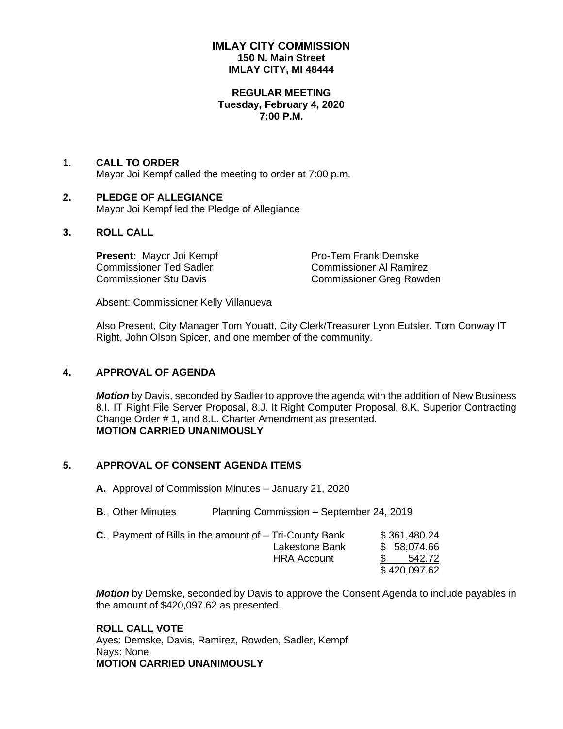# IMLAY CITY COMMISSION
**150 N. Main Street**
**IMLAY CITY, MI 48444**

**REGULAR MEETING**
**Tuesday, February 4, 2020**
**7:00 P.M.**

## 1. CALL TO ORDER

Mayor Joi Kempf called the meeting to order at 7:00 p.m.

## 2. PLEDGE OF ALLEGIANCE

Mayor Joi Kempf led the Pledge of Allegiance

## 3. ROLL CALL

**Present:** Mayor Joi Kempf
Pro-Tem Frank Demske
Commissioner Ted Sadler
Commissioner Al Ramirez
Commissioner Stu Davis
Commissioner Greg Rowden

Absent: Commissioner Kelly Villanueva

Also Present, City Manager Tom Youatt, City Clerk/Treasurer Lynn Eutsler, Tom Conway IT Right, John Olson Spicer, and one member of the community.

## 4. APPROVAL OF AGENDA

***Motion*** by Davis, seconded by Sadler to approve the agenda with the addition of New Business 8.I. IT Right File Server Proposal, 8.J. It Right Computer Proposal, 8.K. Superior Contracting Change Order # 1, and 8.L. Charter Amendment as presented.
**MOTION CARRIED UNANIMOUSLY**

## 5. APPROVAL OF CONSENT AGENDA ITEMS

**A.** Approval of Commission Minutes – January 21, 2020

**B.** Other Minutes Planning Commission – September 24, 2019

**C.** Payment of Bills in the amount of –

| | |
|---|---|
| Tri-County Bank | $ 361,480.24 |
| Lakestone Bank | $ 58,074.66 |
| HRA Account | $ 542.72 |
| | $ 420,097.62 |

***Motion*** by Demske, seconded by Davis to approve the Consent Agenda to include payables in the amount of $420,097.62 as presented.

**ROLL CALL VOTE**
Ayes: Demske, Davis, Ramirez, Rowden, Sadler, Kempf
Nays: None
**MOTION CARRIED UNANIMOUSLY**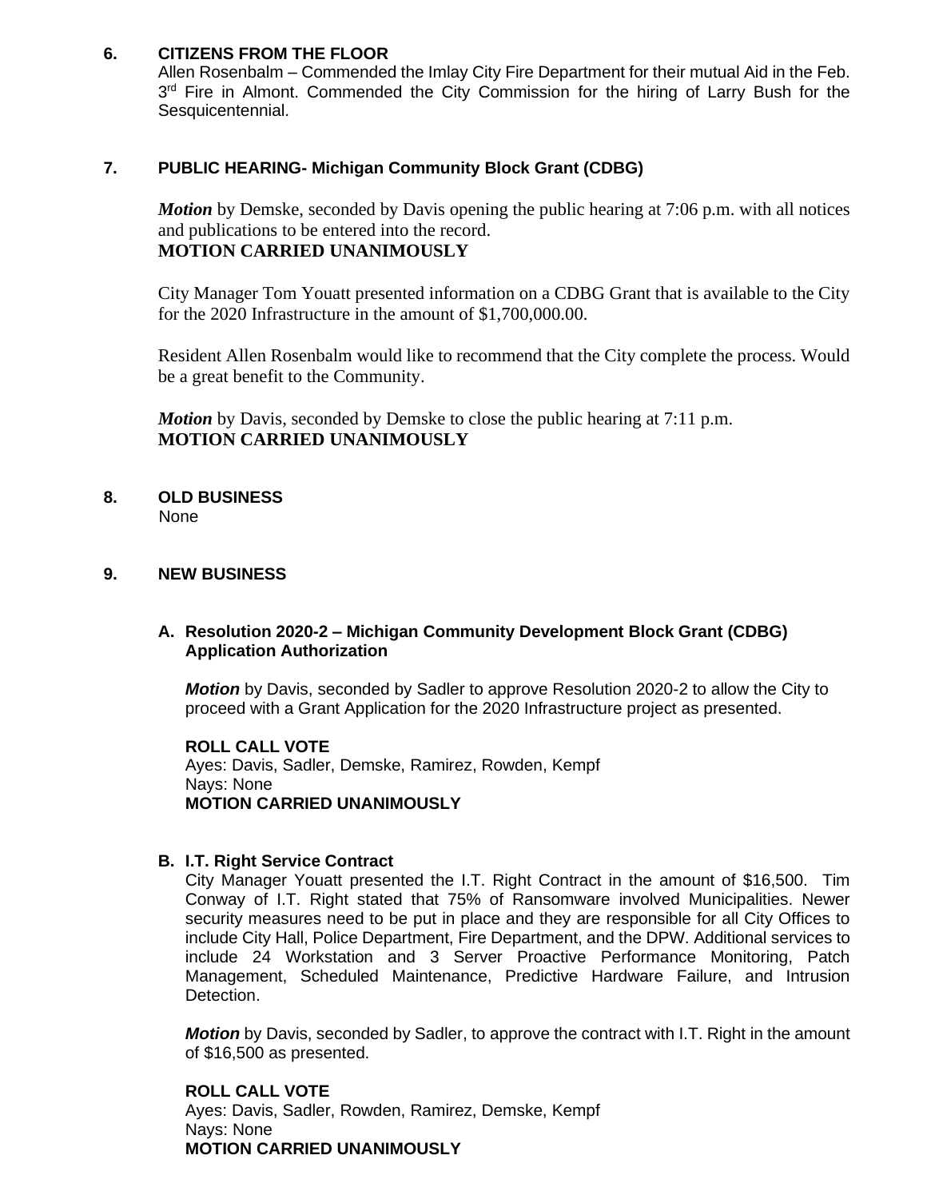## 6. CITIZENS FROM THE FLOOR

Allen Rosenbalm – Commended the Imlay City Fire Department for their mutual Aid in the Feb. 3rd Fire in Almont. Commended the City Commission for the hiring of Larry Bush for the Sesquicentennial.

## 7. PUBLIC HEARING- Michigan Community Block Grant (CDBG)

***Motion*** by Demske, seconded by Davis opening the public hearing at 7:06 p.m. with all notices and publications to be entered into the record.
**MOTION CARRIED UNANIMOUSLY**

City Manager Tom Youatt presented information on a CDBG Grant that is available to the City for the 2020 Infrastructure in the amount of $1,700,000.00.

Resident Allen Rosenbalm would like to recommend that the City complete the process. Would be a great benefit to the Community.

***Motion*** by Davis, seconded by Demske to close the public hearing at 7:11 p.m.
**MOTION CARRIED UNANIMOUSLY**

## 8. OLD BUSINESS

None

## 9. NEW BUSINESS

### A. Resolution 2020-2 – Michigan Community Development Block Grant (CDBG) Application Authorization

***Motion*** by Davis, seconded by Sadler to approve Resolution 2020-2 to allow the City to proceed with a Grant Application for the 2020 Infrastructure project as presented.

**ROLL CALL VOTE**
Ayes: Davis, Sadler, Demske, Ramirez, Rowden, Kempf
Nays: None
**MOTION CARRIED UNANIMOUSLY**

### B. I.T. Right Service Contract

City Manager Youatt presented the I.T. Right Contract in the amount of $16,500. Tim Conway of I.T. Right stated that 75% of Ransomware involved Municipalities. Newer security measures need to be put in place and they are responsible for all City Offices to include City Hall, Police Department, Fire Department, and the DPW. Additional services to include 24 Workstation and 3 Server Proactive Performance Monitoring, Patch Management, Scheduled Maintenance, Predictive Hardware Failure, and Intrusion Detection.

***Motion*** by Davis, seconded by Sadler, to approve the contract with I.T. Right in the amount of $16,500 as presented.

**ROLL CALL VOTE**
Ayes: Davis, Sadler, Rowden, Ramirez, Demske, Kempf
Nays: None
**MOTION CARRIED UNANIMOUSLY**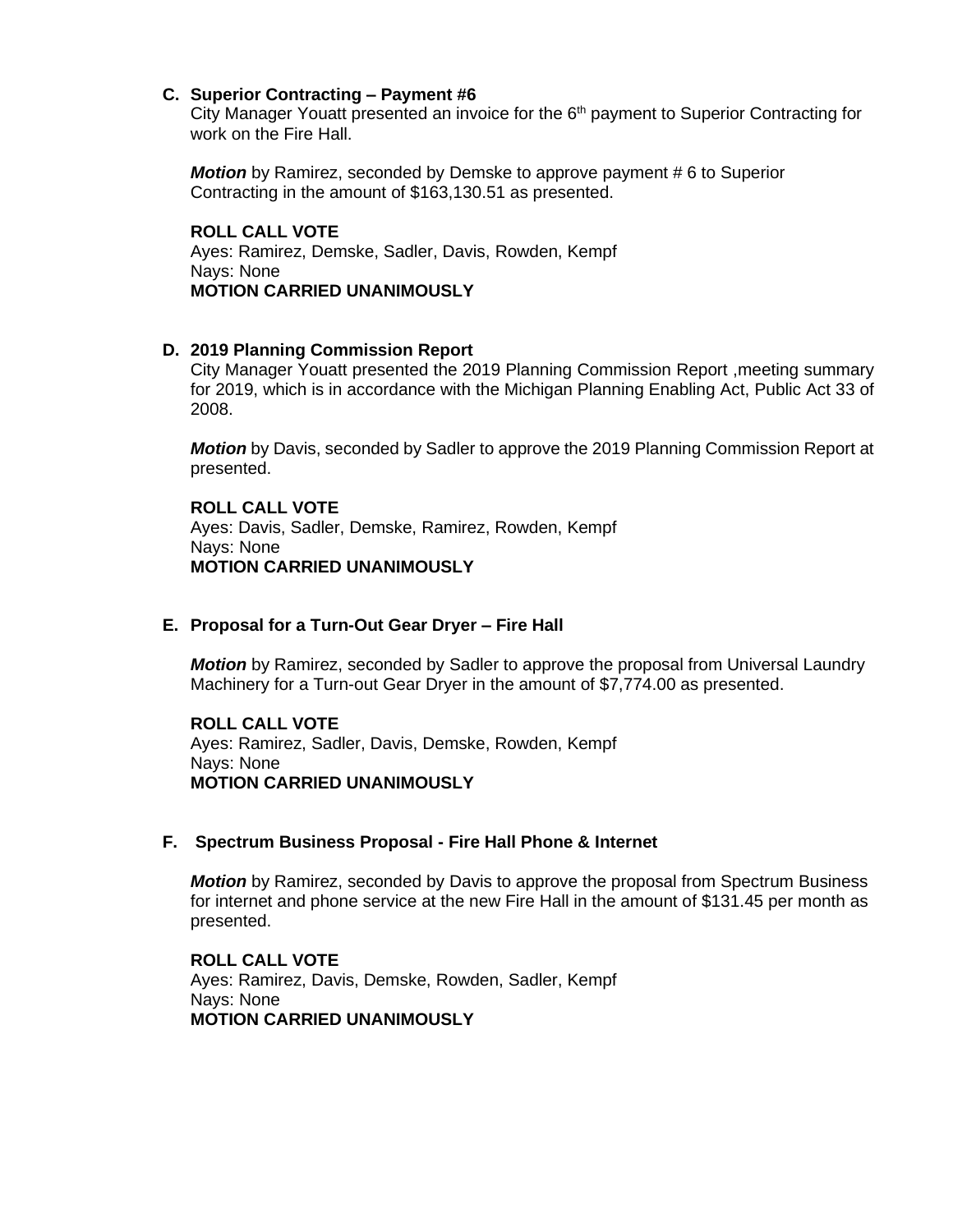**C. Superior Contracting – Payment #6**

City Manager Youatt presented an invoice for the 6th payment to Superior Contracting for work on the Fire Hall.

***Motion*** by Ramirez, seconded by Demske to approve payment # 6 to Superior Contracting in the amount of $163,130.51 as presented.

**ROLL CALL VOTE**
Ayes: Ramirez, Demske, Sadler, Davis, Rowden, Kempf
Nays: None
**MOTION CARRIED UNANIMOUSLY**

**D. 2019 Planning Commission Report**

City Manager Youatt presented the 2019 Planning Commission Report ,meeting summary for 2019, which is in accordance with the Michigan Planning Enabling Act, Public Act 33 of 2008.

***Motion*** by Davis, seconded by Sadler to approve the 2019 Planning Commission Report at presented.

**ROLL CALL VOTE**
Ayes: Davis, Sadler, Demske, Ramirez, Rowden, Kempf
Nays: None
**MOTION CARRIED UNANIMOUSLY**

**E. Proposal for a Turn-Out Gear Dryer – Fire Hall**

***Motion*** by Ramirez, seconded by Sadler to approve the proposal from Universal Laundry Machinery for a Turn-out Gear Dryer in the amount of $7,774.00 as presented.

**ROLL CALL VOTE**
Ayes: Ramirez, Sadler, Davis, Demske, Rowden, Kempf
Nays: None
**MOTION CARRIED UNANIMOUSLY**

**F. Spectrum Business Proposal - Fire Hall Phone & Internet**

***Motion*** by Ramirez, seconded by Davis to approve the proposal from Spectrum Business for internet and phone service at the new Fire Hall in the amount of $131.45 per month as presented.

**ROLL CALL VOTE**
Ayes: Ramirez, Davis, Demske, Rowden, Sadler, Kempf
Nays: None
**MOTION CARRIED UNANIMOUSLY**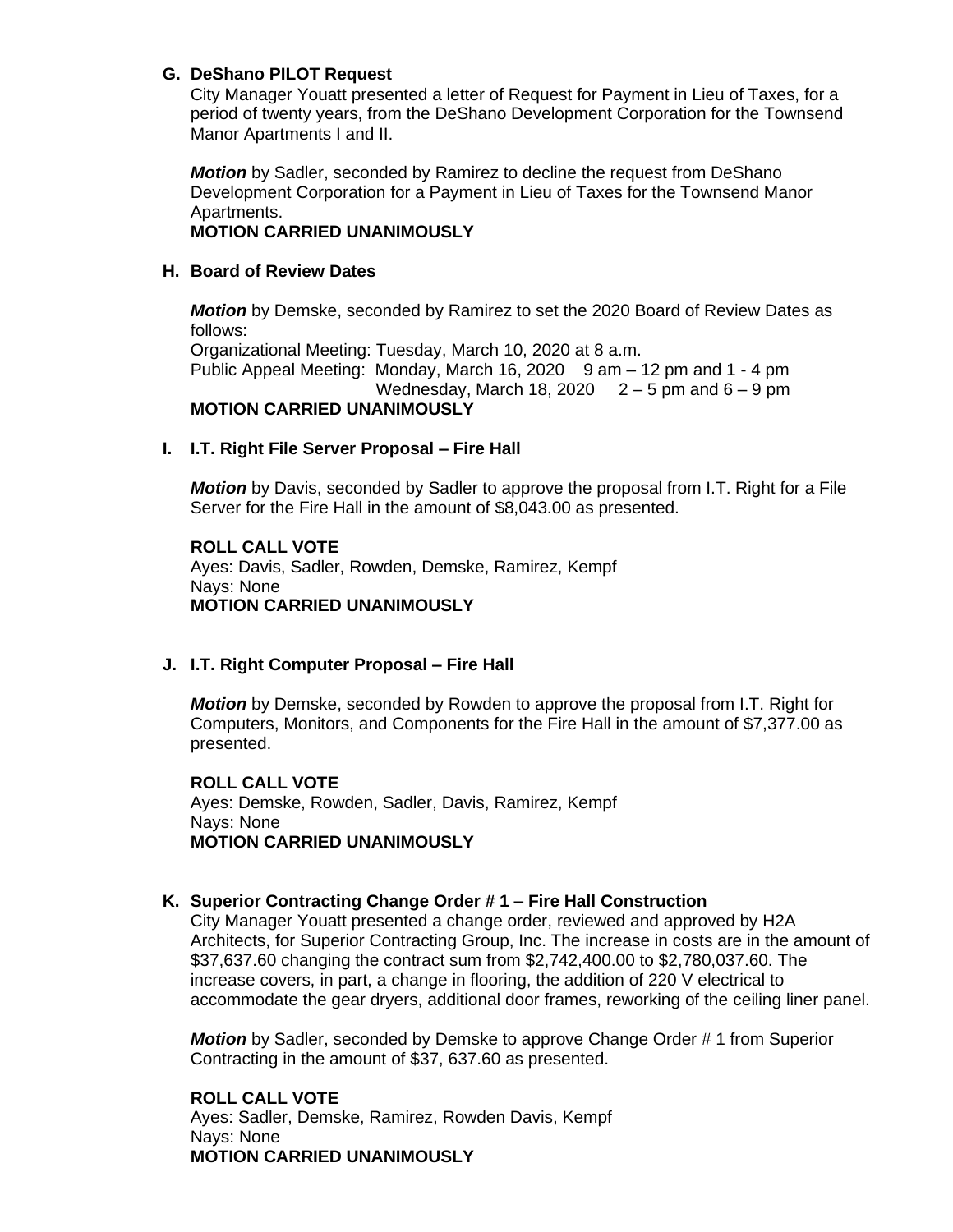**G. DeShano PILOT Request**

City Manager Youatt presented a letter of Request for Payment in Lieu of Taxes, for a period of twenty years, from the DeShano Development Corporation for the Townsend Manor Apartments I and II.

***Motion*** by Sadler, seconded by Ramirez to decline the request from DeShano Development Corporation for a Payment in Lieu of Taxes for the Townsend Manor Apartments.
**MOTION CARRIED UNANIMOUSLY**

**H. Board of Review Dates**

***Motion*** by Demske, seconded by Ramirez to set the 2020 Board of Review Dates as follows:
Organizational Meeting: Tuesday, March 10, 2020 at 8 a.m.
Public Appeal Meeting: Monday, March 16, 2020 9 am – 12 pm and 1 - 4 pm
Wednesday, March 18, 2020 2 – 5 pm and 6 – 9 pm
**MOTION CARRIED UNANIMOUSLY**

**I. I.T. Right File Server Proposal – Fire Hall**

***Motion*** by Davis, seconded by Sadler to approve the proposal from I.T. Right for a File Server for the Fire Hall in the amount of $8,043.00 as presented.

**ROLL CALL VOTE**
Ayes: Davis, Sadler, Rowden, Demske, Ramirez, Kempf
Nays: None
**MOTION CARRIED UNANIMOUSLY**

**J. I.T. Right Computer Proposal – Fire Hall**

***Motion*** by Demske, seconded by Rowden to approve the proposal from I.T. Right for Computers, Monitors, and Components for the Fire Hall in the amount of $7,377.00 as presented.

**ROLL CALL VOTE**
Ayes: Demske, Rowden, Sadler, Davis, Ramirez, Kempf
Nays: None
**MOTION CARRIED UNANIMOUSLY**

**K. Superior Contracting Change Order # 1 – Fire Hall Construction**

City Manager Youatt presented a change order, reviewed and approved by H2A Architects, for Superior Contracting Group, Inc. The increase in costs are in the amount of $37,637.60 changing the contract sum from $2,742,400.00 to $2,780,037.60. The increase covers, in part, a change in flooring, the addition of 220 V electrical to accommodate the gear dryers, additional door frames, reworking of the ceiling liner panel.

***Motion*** by Sadler, seconded by Demske to approve Change Order # 1 from Superior Contracting in the amount of $37, 637.60 as presented.

**ROLL CALL VOTE**
Ayes: Sadler, Demske, Ramirez, Rowden Davis, Kempf
Nays: None
**MOTION CARRIED UNANIMOUSLY**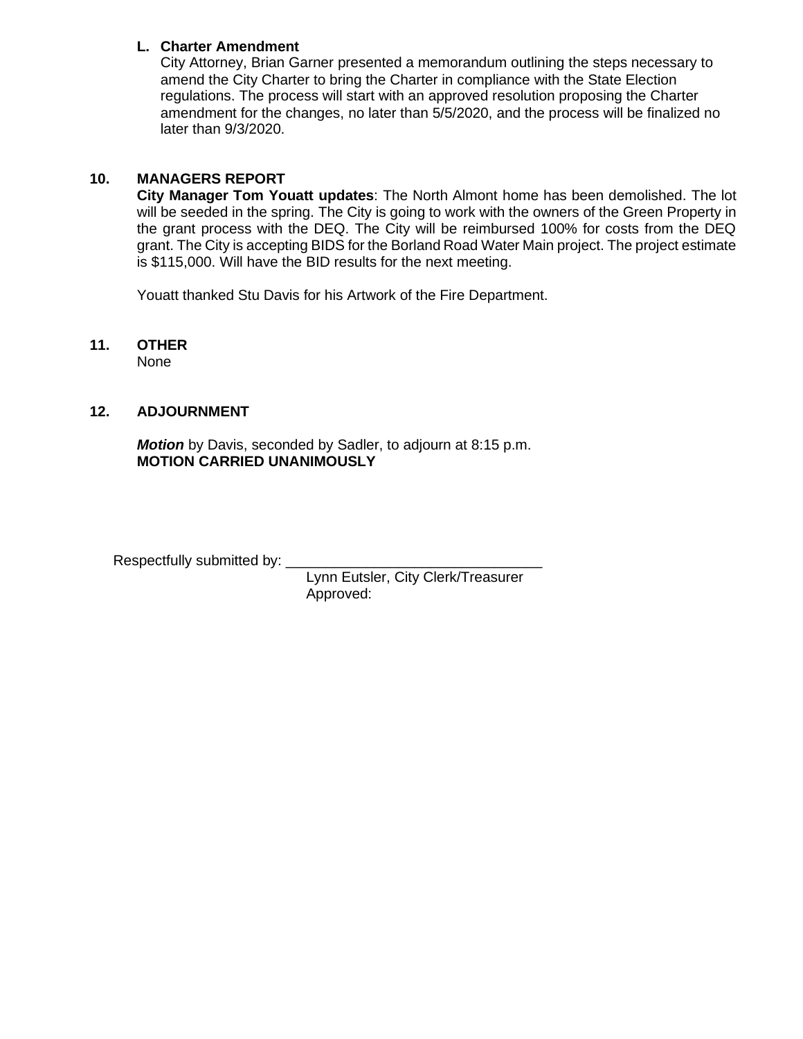**L. Charter Amendment**

City Attorney, Brian Garner presented a memorandum outlining the steps necessary to amend the City Charter to bring the Charter in compliance with the State Election regulations. The process will start with an approved resolution proposing the Charter amendment for the changes, no later than 5/5/2020, and the process will be finalized no later than 9/3/2020.

## 10. MANAGERS REPORT

**City Manager Tom Youatt updates**: The North Almont home has been demolished. The lot will be seeded in the spring. The City is going to work with the owners of the Green Property in the grant process with the DEQ. The City will be reimbursed 100% for costs from the DEQ grant. The City is accepting BIDS for the Borland Road Water Main project. The project estimate is $115,000. Will have the BID results for the next meeting.

Youatt thanked Stu Davis for his Artwork of the Fire Department.

## 11. OTHER

None

## 12. ADJOURNMENT

***Motion*** by Davis, seconded by Sadler, to adjourn at 8:15 p.m.
**MOTION CARRIED UNANIMOUSLY**

Respectfully submitted by: ________________________________

Lynn Eutsler, City Clerk/Treasurer
Approved: